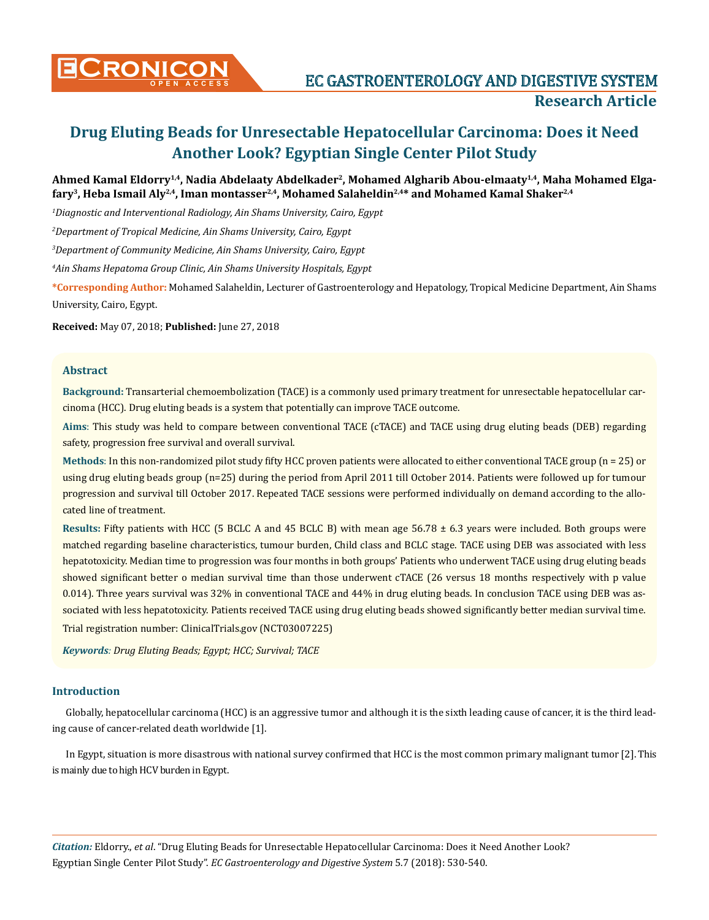# Drug Eluting Beads for Unresectable Hepatocellular Carcinoma: Does it Need Another Look? Egyptian Single Center Pilot Study

**Ahmed Kamal Eldorry[1,4], Nadia Abdelaaty Abdelkader[2], Mohamed Algharib Abou-elmaaty[1,4], Maha Mohamed Elgafary[3], Heba Ismail Aly[2,4], Iman montasser[2,4], Mohamed Salaheldin[2,4]* and Mohamed Kamal Shaker[2,4]**

[1]*Diagnostic and Interventional Radiology, Ain Shams University, Cairo, Egypt*

[2]*Department of Tropical Medicine, Ain Shams University, Cairo, Egypt*

[3]*Department of Community Medicine, Ain Shams University, Cairo, Egypt*

[4]*Ain Shams Hepatoma Group Clinic, Ain Shams University Hospitals, Egypt*

**\*Corresponding Author:** Mohamed Salaheldin, Lecturer of Gastroenterology and Hepatology, Tropical Medicine Department, Ain Shams University, Cairo, Egypt.

**Received:** May 07, 2018; **Published:** June 27, 2018

## Abstract

**Background:** Transarterial chemoembolization (TACE) is a commonly used primary treatment for unresectable hepatocellular carcinoma (HCC). Drug eluting beads is a system that potentially can improve TACE outcome.

**Aims**: This study was held to compare between conventional TACE (cTACE) and TACE using drug eluting beads (DEB) regarding safety, progression free survival and overall survival.

**Methods**: In this non-randomized pilot study fifty HCC proven patients were allocated to either conventional TACE group (n = 25) or using drug eluting beads group (n=25) during the period from April 2011 till October 2014. Patients were followed up for tumour progression and survival till October 2017. Repeated TACE sessions were performed individually on demand according to the allocated line of treatment.

**Results:** Fifty patients with HCC (5 BCLC A and 45 BCLC B) with mean age 56.78 ± 6.3 years were included. Both groups were matched regarding baseline characteristics, tumour burden, Child class and BCLC stage. TACE using DEB was associated with less hepatotoxicity. Median time to progression was four months in both groups' Patients who underwent TACE using drug eluting beads showed significant better o median survival time than those underwent cTACE (26 versus 18 months respectively with p value 0.014). Three years survival was 32% in conventional TACE and 44% in drug eluting beads. In conclusion TACE using DEB was associated with less hepatotoxicity. Patients received TACE using drug eluting beads showed significantly better median survival time.

Trial registration number: ClinicalTrials.gov (NCT03007225)

***Keywords****: Drug Eluting Beads; Egypt; HCC; Survival; TACE*

## Introduction

Globally, hepatocellular carcinoma (HCC) is an aggressive tumor and although it is the sixth leading cause of cancer, it is the third leading cause of cancer-related death worldwide [1].

In Egypt, situation is more disastrous with national survey confirmed that HCC is the most common primary malignant tumor [2]. This is mainly due to high HCV burden in Egypt.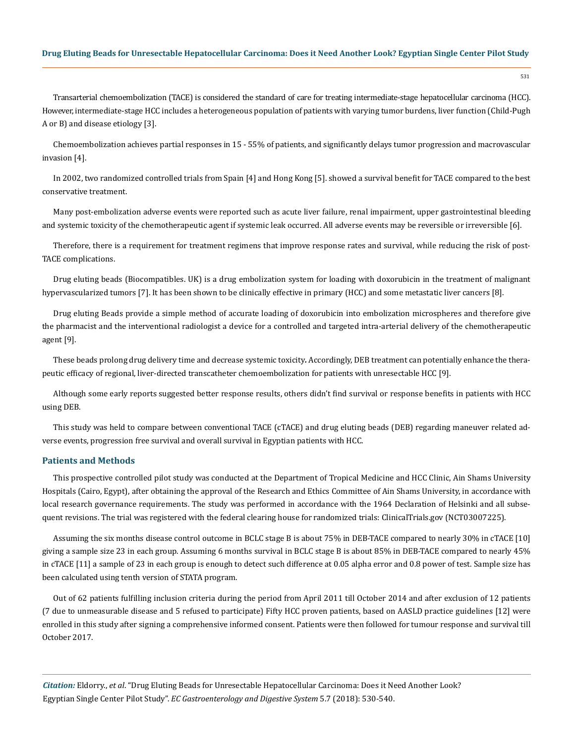Transarterial chemoembolization (TACE) is considered the standard of care for treating intermediate-stage hepatocellular carcinoma (HCC). However, intermediate-stage HCC includes a heterogeneous population of patients with varying tumor burdens, liver function (Child-Pugh A or B) and disease etiology [3].

Chemoembolization achieves partial responses in 15 - 55% of patients, and significantly delays tumor progression and macrovascular invasion [4].

In 2002, two randomized controlled trials from Spain [4] and Hong Kong [5]. showed a survival benefit for TACE compared to the best conservative treatment.

Many post-embolization adverse events were reported such as acute liver failure, renal impairment, upper gastrointestinal bleeding and systemic toxicity of the chemotherapeutic agent if systemic leak occurred. All adverse events may be reversible or irreversible [6].

Therefore, there is a requirement for treatment regimens that improve response rates and survival, while reducing the risk of post-TACE complications.

Drug eluting beads (Biocompatibles. UK) is a drug embolization system for loading with doxorubicin in the treatment of malignant hypervascularized tumors [7]. It has been shown to be clinically effective in primary (HCC) and some metastatic liver cancers [8].

Drug eluting Beads provide a simple method of accurate loading of doxorubicin into embolization microspheres and therefore give the pharmacist and the interventional radiologist a device for a controlled and targeted intra-arterial delivery of the chemotherapeutic agent [9].

These beads prolong drug delivery time and decrease systemic toxicity**.** Accordingly, DEB treatment can potentially enhance the therapeutic efficacy of regional, liver-directed transcatheter chemoembolization for patients with unresectable HCC [9].

Although some early reports suggested better response results, others didn't find survival or response benefits in patients with HCC using DEB.

This study was held to compare between conventional TACE (cTACE) and drug eluting beads (DEB) regarding maneuver related adverse events, progression free survival and overall survival in Egyptian patients with HCC.

## Patients and Methods

This prospective controlled pilot study was conducted at the Department of Tropical Medicine and HCC Clinic, Ain Shams University Hospitals (Cairo, Egypt), after obtaining the approval of the Research and Ethics Committee of Ain Shams University, in accordance with local research governance requirements. The study was performed in accordance with the 1964 Declaration of Helsinki and all subsequent revisions. The trial was registered with the federal clearing house for randomized trials: ClinicalTrials.gov (NCT03007225).

Assuming the six months disease control outcome in BCLC stage B is about 75% in DEB-TACE compared to nearly 30% in cTACE [10] giving a sample size 23 in each group. Assuming 6 months survival in BCLC stage B is about 85% in DEB-TACE compared to nearly 45% in cTACE [11] a sample of 23 in each group is enough to detect such difference at 0.05 alpha error and 0.8 power of test. Sample size has been calculated using tenth version of STATA program.

Out of 62 patients fulfilling inclusion criteria during the period from April 2011 till October 2014 and after exclusion of 12 patients (7 due to unmeasurable disease and 5 refused to participate) Fifty HCC proven patients, based on AASLD practice guidelines [12] were enrolled in this study after signing a comprehensive informed consent. Patients were then followed for tumour response and survival till October 2017.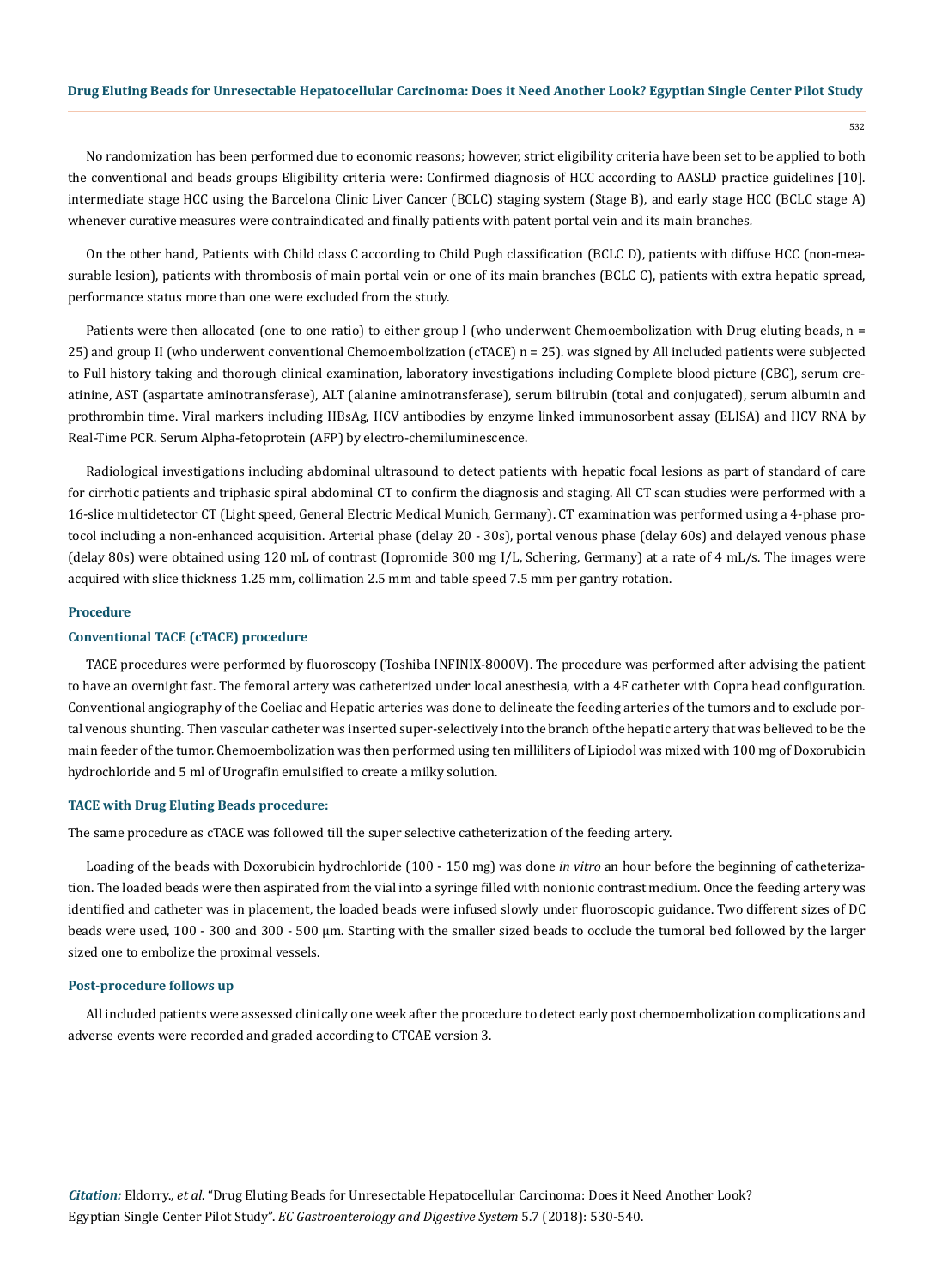No randomization has been performed due to economic reasons; however, strict eligibility criteria have been set to be applied to both the conventional and beads groups Eligibility criteria were: Confirmed diagnosis of HCC according to AASLD practice guidelines [10]. intermediate stage HCC using the Barcelona Clinic Liver Cancer (BCLC) staging system (Stage B), and early stage HCC (BCLC stage A) whenever curative measures were contraindicated and finally patients with patent portal vein and its main branches.

On the other hand, Patients with Child class C according to Child Pugh classification (BCLC D), patients with diffuse HCC (non-measurable lesion), patients with thrombosis of main portal vein or one of its main branches (BCLC C), patients with extra hepatic spread, performance status more than one were excluded from the study.

Patients were then allocated (one to one ratio) to either group I (who underwent Chemoembolization with Drug eluting beads, n = 25) and group II (who underwent conventional Chemoembolization (cTACE) n = 25). was signed by All included patients were subjected to Full history taking and thorough clinical examination, laboratory investigations including Complete blood picture (CBC), serum creatinine, AST (aspartate aminotransferase), ALT (alanine aminotransferase), serum bilirubin (total and conjugated), serum albumin and prothrombin time. Viral markers including HBsAg, HCV antibodies by enzyme linked immunosorbent assay (ELISA) and HCV RNA by Real-Time PCR. Serum Alpha-fetoprotein (AFP) by electro-chemiluminescence.

Radiological investigations including abdominal ultrasound to detect patients with hepatic focal lesions as part of standard of care for cirrhotic patients and triphasic spiral abdominal CT to confirm the diagnosis and staging. All CT scan studies were performed with a 16-slice multidetector CT (Light speed, General Electric Medical Munich, Germany). CT examination was performed using a 4-phase protocol including a non-enhanced acquisition. Arterial phase (delay 20 - 30s), portal venous phase (delay 60s) and delayed venous phase (delay 80s) were obtained using 120 mL of contrast (Iopromide 300 mg I/L, Schering, Germany) at a rate of 4 mL/s. The images were acquired with slice thickness 1.25 mm, collimation 2.5 mm and table speed 7.5 mm per gantry rotation.

### Procedure

#### Conventional TACE (cTACE) procedure

TACE procedures were performed by fluoroscopy (Toshiba INFINIX-8000V). The procedure was performed after advising the patient to have an overnight fast. The femoral artery was catheterized under local anesthesia, with a 4F catheter with Copra head configuration. Conventional angiography of the Coeliac and Hepatic arteries was done to delineate the feeding arteries of the tumors and to exclude portal venous shunting. Then vascular catheter was inserted super-selectively into the branch of the hepatic artery that was believed to be the main feeder of the tumor. Chemoembolization was then performed using ten milliliters of Lipiodol was mixed with 100 mg of Doxorubicin hydrochloride and 5 ml of Urografin emulsified to create a milky solution.

#### TACE with Drug Eluting Beads procedure:

The same procedure as cTACE was followed till the super selective catheterization of the feeding artery.

Loading of the beads with Doxorubicin hydrochloride (100 - 150 mg) was done *in vitro* an hour before the beginning of catheterization. The loaded beads were then aspirated from the vial into a syringe filled with nonionic contrast medium. Once the feeding artery was identified and catheter was in placement, the loaded beads were infused slowly under fluoroscopic guidance. Two different sizes of DC beads were used, 100 - 300 and 300 - 500 μm. Starting with the smaller sized beads to occlude the tumoral bed followed by the larger sized one to embolize the proximal vessels.

#### Post-procedure follows up

All included patients were assessed clinically one week after the procedure to detect early post chemoembolization complications and adverse events were recorded and graded according to CTCAE version 3.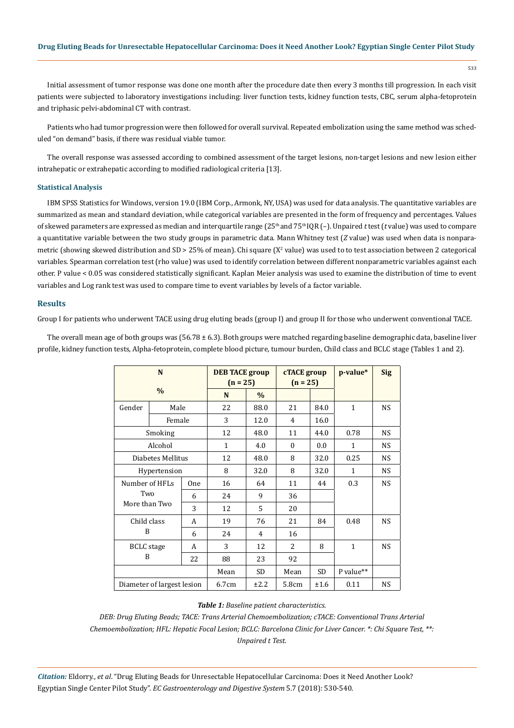Initial assessment of tumor response was done one month after the procedure date then every 3 months till progression. In each visit patients were subjected to laboratory investigations including: liver function tests, kidney function tests, CBC, serum alpha-fetoprotein and triphasic pelvi-abdominal CT with contrast.

Patients who had tumor progression were then followed for overall survival. Repeated embolization using the same method was scheduled "on demand" basis, if there was residual viable tumor.

The overall response was assessed according to combined assessment of the target lesions, non-target lesions and new lesion either intrahepatic or extrahepatic according to modified radiological criteria [13].

### Statistical Analysis

IBM SPSS Statistics for Windows, version 19.0 (IBM Corp., Armonk, NY, USA) was used for data analysis. The quantitative variables are summarized as mean and standard deviation, while categorical variables are presented in the form of frequency and percentages. Values of skewed parameters are expressed as median and interquartile range ($25^{th}$ and $75^{th}$ IQR (–). Unpaired *t* test (*t* value) was used to compare a quantitative variable between the two study groups in parametric data. Mann Whitney test (*Z* value) was used when data is nonparametric (showing skewed distribution and SD > 25% of mean). Chi square ($X^2$ value) was used to to test association between 2 categorical variables. Spearman correlation test (rho value) was used to identify correlation between different nonparametric variables against each other. P value < 0.05 was considered statistically significant. Kaplan Meier analysis was used to examine the distribution of time to event variables and Log rank test was used to compare time to event variables by levels of a factor variable.

## Results

Group I for patients who underwent TACE using drug eluting beads (group I) and group II for those who underwent conventional TACE.

The overall mean age of both groups was (56.78 ± 6.3). Both groups were matched regarding baseline demographic data, baseline liver profile, kidney function tests, Alpha-fetoprotein, complete blood picture, tumour burden, Child class and BCLC stage (Tables 1 and 2).

| N | | DEB TACE group (n = 25) | | cTACE group (n = 25) | | p-value* | Sig |
|---|---|---|---|---|---|---|---|
| % | | N | % | | | | |
| Gender | Male | 22 | 88.0 | 21 | 84.0 | 1 | NS |
| | Female | 3 | 12.0 | 4 | 16.0 | | |
| Smoking | | 12 | 48.0 | 11 | 44.0 | 0.78 | NS |
| Alcohol | | 1 | 4.0 | 0 | 0.0 | 1 | NS |
| Diabetes Mellitus | | 12 | 48.0 | 8 | 32.0 | 0.25 | NS |
| Hypertension | | 8 | 32.0 | 8 | 32.0 | 1 | NS |
| Number of HFLs | One | 16 | 64 | 11 | 44 | 0.3 | NS |
| | Two | 6 | 24 | 9 | 36 | | |
| | More than Two | 3 | 12 | 5 | 20 | | |
| Child class | A | 19 | 76 | 21 | 84 | 0.48 | NS |
| | B | 6 | 24 | 4 | 16 | | |
| BCLC stage | A | 3 | 12 | 2 | 8 | 1 | NS |
| | B | 22 | 88 | 23 | 92 | | |
| | | Mean | SD | Mean | SD | P value** | |
| Diameter of largest lesion | | 6.7cm | ±2.2 | 5.8cm | ±1.6 | 0.11 | NS |

***Table 1:*** *Baseline patient characteristics.*

*DEB: Drug Eluting Beads; TACE: Trans Arterial Chemoembolization; cTACE: Conventional Trans Arterial Chemoembolization; HFL: Hepatic Focal Lesion; BCLC: Barcelona Clinic for Liver Cancer. *: Chi Square Test, **: Unpaired t Test.*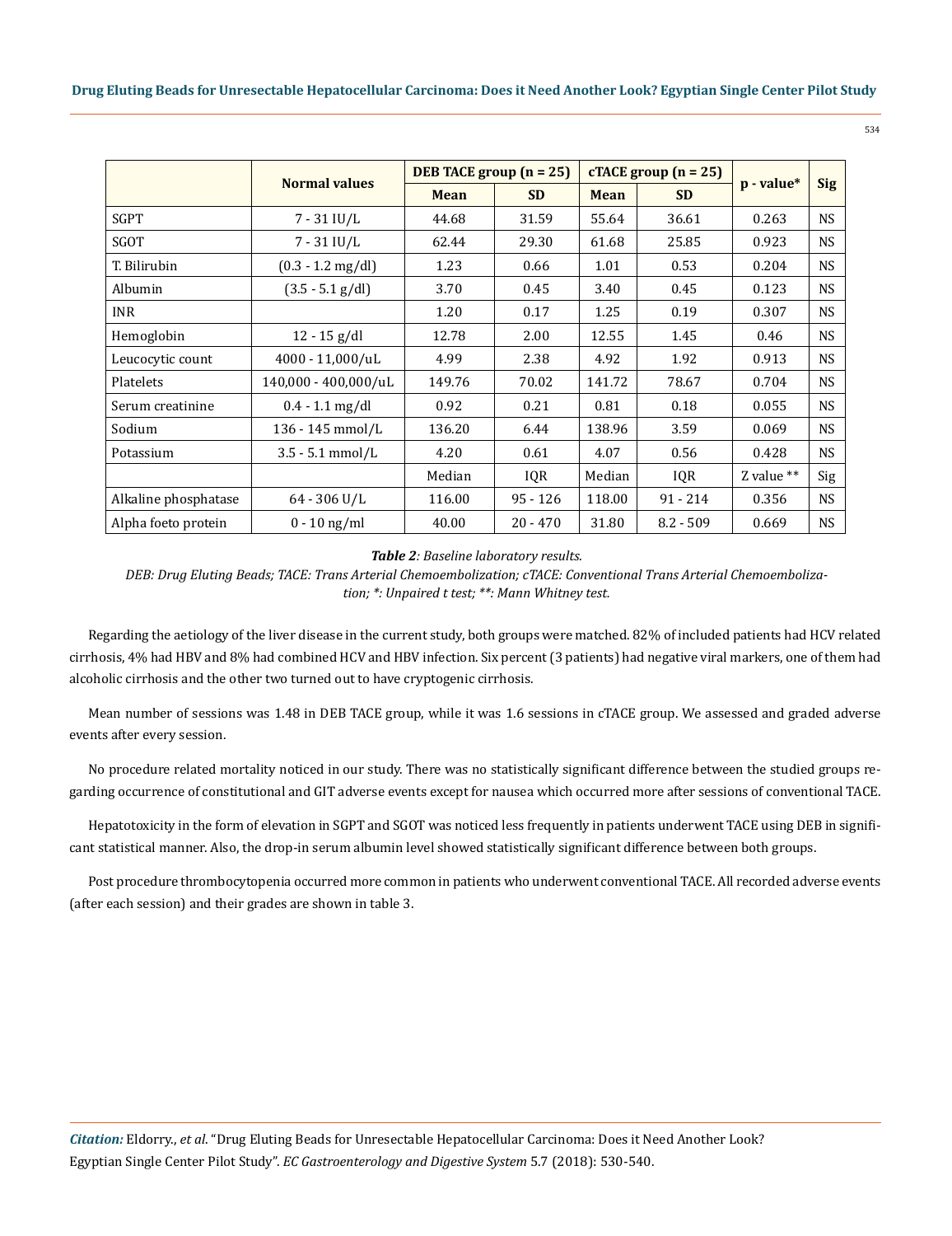|  | Normal values | DEB TACE group (n = 25) | | cTACE group (n = 25) | | p - value* | Sig |
|---|---|---|---|---|---|---|---|
|  |  | Mean | SD | Mean | SD |  |  |
| SGPT | 7 - 31 IU/L | 44.68 | 31.59 | 55.64 | 36.61 | 0.263 | NS |
| SGOT | 7 - 31 IU/L | 62.44 | 29.30 | 61.68 | 25.85 | 0.923 | NS |
| T. Bilirubin | (0.3 - 1.2 mg/dl) | 1.23 | 0.66 | 1.01 | 0.53 | 0.204 | NS |
| Albumin | (3.5 - 5.1 g/dl) | 3.70 | 0.45 | 3.40 | 0.45 | 0.123 | NS |
| INR |  | 1.20 | 0.17 | 1.25 | 0.19 | 0.307 | NS |
| Hemoglobin | 12 - 15 g/dl | 12.78 | 2.00 | 12.55 | 1.45 | 0.46 | NS |
| Leucocytic count | 4000 - 11,000/uL | 4.99 | 2.38 | 4.92 | 1.92 | 0.913 | NS |
| Platelets | 140,000 - 400,000/uL | 149.76 | 70.02 | 141.72 | 78.67 | 0.704 | NS |
| Serum creatinine | 0.4 - 1.1 mg/dl | 0.92 | 0.21 | 0.81 | 0.18 | 0.055 | NS |
| Sodium | 136 - 145 mmol/L | 136.20 | 6.44 | 138.96 | 3.59 | 0.069 | NS |
| Potassium | 3.5 - 5.1 mmol/L | 4.20 | 0.61 | 4.07 | 0.56 | 0.428 | NS |
|  |  | Median | IQR | Median | IQR | Z value ** | Sig |
| Alkaline phosphatase | 64 - 306 U/L | 116.00 | 95 - 126 | 118.00 | 91 - 214 | 0.356 | NS |
| Alpha foeto protein | 0 - 10 ng/ml | 40.00 | 20 - 470 | 31.80 | 8.2 - 509 | 0.669 | NS |

***Table 2**: Baseline laboratory results.*

*DEB: Drug Eluting Beads; TACE: Trans Arterial Chemoembolization; cTACE: Conventional Trans Arterial Chemoembolization; *: Unpaired t test; **: Mann Whitney test.*

Regarding the aetiology of the liver disease in the current study, both groups were matched. 82% of included patients had HCV related cirrhosis, 4% had HBV and 8% had combined HCV and HBV infection. Six percent (3 patients) had negative viral markers, one of them had alcoholic cirrhosis and the other two turned out to have cryptogenic cirrhosis.

Mean number of sessions was 1.48 in DEB TACE group, while it was 1.6 sessions in cTACE group. We assessed and graded adverse events after every session.

No procedure related mortality noticed in our study. There was no statistically significant difference between the studied groups regarding occurrence of constitutional and GIT adverse events except for nausea which occurred more after sessions of conventional TACE.

Hepatotoxicity in the form of elevation in SGPT and SGOT was noticed less frequently in patients underwent TACE using DEB in significant statistical manner. Also, the drop-in serum albumin level showed statistically significant difference between both groups.

Post procedure thrombocytopenia occurred more common in patients who underwent conventional TACE. All recorded adverse events (after each session) and their grades are shown in table 3.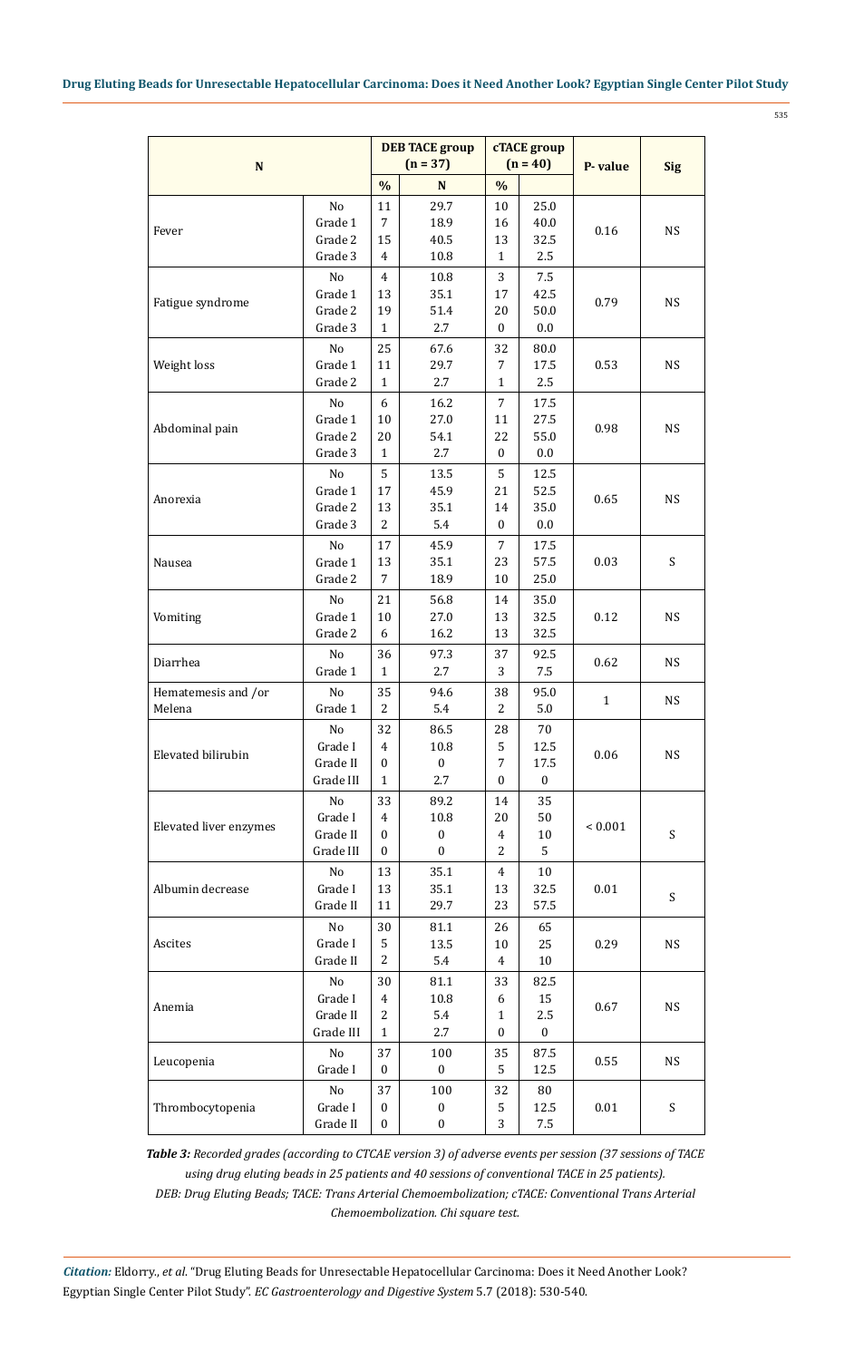| N | | DEB TACE group (n = 37) | | cTACE group (n = 40) | | P- value | Sig |
|---|---|---|---|---|---|---|---|
| | | % | N | % | | | |
| Fever | No | 11 | 29.7 | 10 | 25.0 | 0.16 | NS |
| | Grade 1 | 7 | 18.9 | 16 | 40.0 | | |
| | Grade 2 | 15 | 40.5 | 13 | 32.5 | | |
| | Grade 3 | 4 | 10.8 | 1 | 2.5 | | |
| Fatigue syndrome | No | 4 | 10.8 | 3 | 7.5 | 0.79 | NS |
| | Grade 1 | 13 | 35.1 | 17 | 42.5 | | |
| | Grade 2 | 19 | 51.4 | 20 | 50.0 | | |
| | Grade 3 | 1 | 2.7 | 0 | 0.0 | | |
| Weight loss | No | 25 | 67.6 | 32 | 80.0 | 0.53 | NS |
| | Grade 1 | 11 | 29.7 | 7 | 17.5 | | |
| | Grade 2 | 1 | 2.7 | 1 | 2.5 | | |
| Abdominal pain | No | 6 | 16.2 | 7 | 17.5 | 0.98 | NS |
| | Grade 1 | 10 | 27.0 | 11 | 27.5 | | |
| | Grade 2 | 20 | 54.1 | 22 | 55.0 | | |
| | Grade 3 | 1 | 2.7 | 0 | 0.0 | | |
| Anorexia | No | 5 | 13.5 | 5 | 12.5 | 0.65 | NS |
| | Grade 1 | 17 | 45.9 | 21 | 52.5 | | |
| | Grade 2 | 13 | 35.1 | 14 | 35.0 | | |
| | Grade 3 | 2 | 5.4 | 0 | 0.0 | | |
| Nausea | No | 17 | 45.9 | 7 | 17.5 | 0.03 | S |
| | Grade 1 | 13 | 35.1 | 23 | 57.5 | | |
| | Grade 2 | 7 | 18.9 | 10 | 25.0 | | |
| Vomiting | No | 21 | 56.8 | 14 | 35.0 | 0.12 | NS |
| | Grade 1 | 10 | 27.0 | 13 | 32.5 | | |
| | Grade 2 | 6 | 16.2 | 13 | 32.5 | | |
| Diarrhea | No | 36 | 97.3 | 37 | 92.5 | 0.62 | NS |
| | Grade 1 | 1 | 2.7 | 3 | 7.5 | | |
| Hematemesis and /or Melena | No | 35 | 94.6 | 38 | 95.0 | 1 | NS |
| | Grade 1 | 2 | 5.4 | 2 | 5.0 | | |
| Elevated bilirubin | No | 32 | 86.5 | 28 | 70 | 0.06 | NS |
| | Grade I | 4 | 10.8 | 5 | 12.5 | | |
| | Grade II | 0 | 0 | 7 | 17.5 | | |
| | Grade III | 1 | 2.7 | 0 | 0 | | |
| Elevated liver enzymes | No | 33 | 89.2 | 14 | 35 | < 0.001 | S |
| | Grade I | 4 | 10.8 | 20 | 50 | | |
| | Grade II | 0 | 0 | 4 | 10 | | |
| | Grade III | 0 | 0 | 2 | 5 | | |
| Albumin decrease | No | 13 | 35.1 | 4 | 10 | 0.01 | S |
| | Grade I | 13 | 35.1 | 13 | 32.5 | | |
| | Grade II | 11 | 29.7 | 23 | 57.5 | | |
| Ascites | No | 30 | 81.1 | 26 | 65 | 0.29 | NS |
| | Grade I | 5 | 13.5 | 10 | 25 | | |
| | Grade II | 2 | 5.4 | 4 | 10 | | |
| Anemia | No | 30 | 81.1 | 33 | 82.5 | 0.67 | NS |
| | Grade I | 4 | 10.8 | 6 | 15 | | |
| | Grade II | 2 | 5.4 | 1 | 2.5 | | |
| | Grade III | 1 | 2.7 | 0 | 0 | | |
| Leucopenia | No | 37 | 100 | 35 | 87.5 | 0.55 | NS |
| | Grade I | 0 | 0 | 5 | 12.5 | | |
| Thrombocytopenia | No | 37 | 100 | 32 | 80 | 0.01 | S |
| | Grade I | 0 | 0 | 5 | 12.5 | | |
| | Grade II | 0 | 0 | 3 | 7.5 | | |

***Table 3:*** *Recorded grades (according to CTCAE version 3) of adverse events per session (37 sessions of TACE using drug eluting beads in 25 patients and 40 sessions of conventional TACE in 25 patients).*
*DEB: Drug Eluting Beads; TACE: Trans Arterial Chemoembolization; cTACE: Conventional Trans Arterial Chemoembolization. Chi square test.*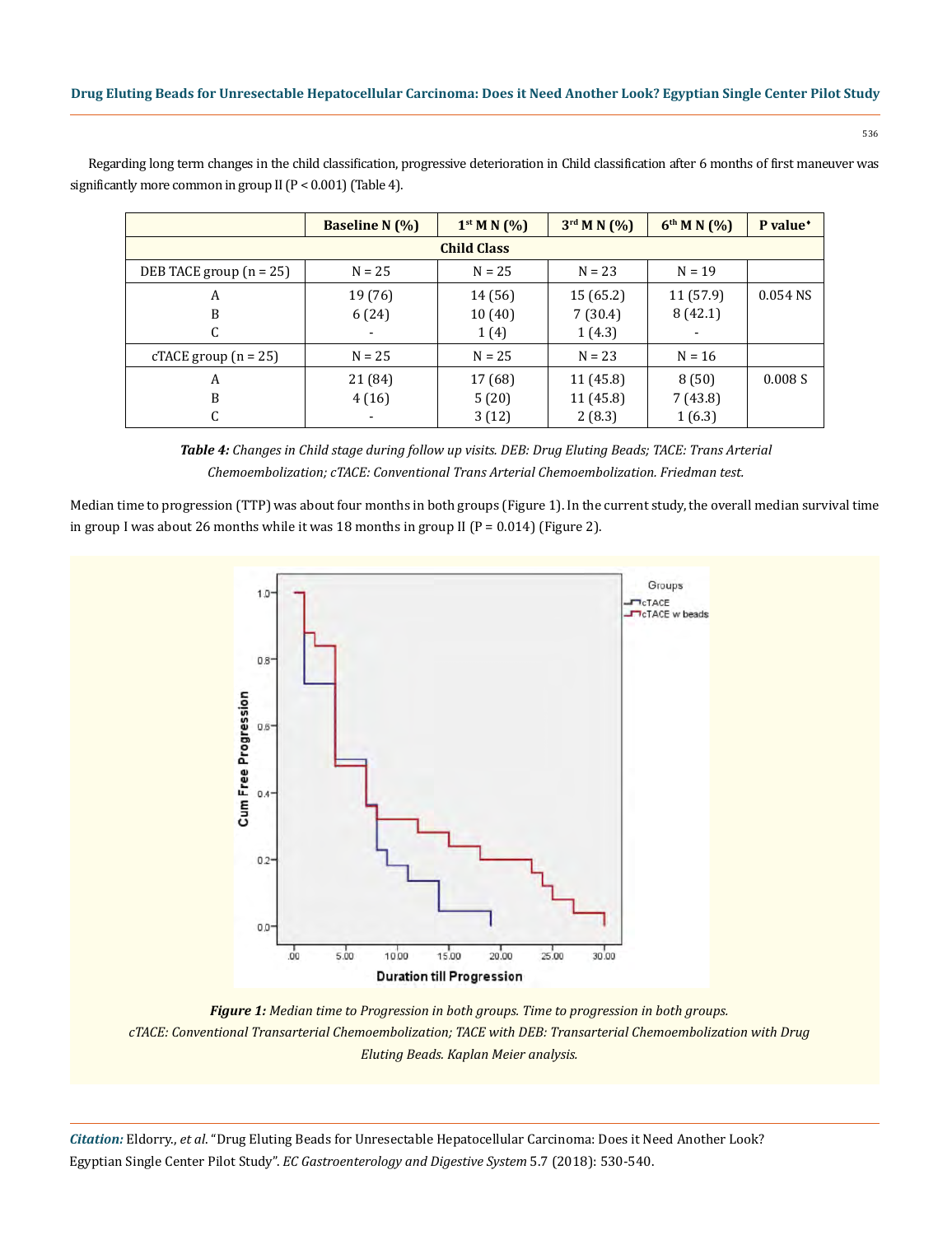Regarding long term changes in the child classification, progressive deterioration in Child classification after 6 months of first maneuver was significantly more common in group II (P < 0.001) (Table 4).

| | Baseline N (%) | 1st M N (%) | 3rd M N (%) | 6th M N (%) | P value♦ |
|---|---|---|---|---|---|
| **Child Class** | | | | | |
| DEB TACE group (n = 25) | N = 25 | N = 25 | N = 23 | N = 19 | |
| A<br>B<br>C | 19 (76)<br>6 (24)<br>- | 14 (56)<br>10 (40)<br>1 (4) | 15 (65.2)<br>7 (30.4)<br>1 (4.3) | 11 (57.9)<br>8 (42.1)<br>- | 0.054 NS |
| cTACE group (n = 25) | N = 25 | N = 25 | N = 23 | N = 16 | |
| A<br>B<br>C | 21 (84)<br>4 (16)<br>- | 17 (68)<br>5 (20)<br>3 (12) | 11 (45.8)<br>11 (45.8)<br>2 (8.3) | 8 (50)<br>7 (43.8)<br>1 (6.3) | 0.008 S |

***Table 4:*** *Changes in Child stage during follow up visits. DEB: Drug Eluting Beads; TACE: Trans Arterial Chemoembolization; cTACE: Conventional Trans Arterial Chemoembolization. Friedman test.*

Median time to progression (TTP) was about four months in both groups (Figure 1). In the current study, the overall median survival time in group I was about 26 months while it was 18 months in group II (P = 0.014) (Figure 2).

***Figure 1:*** *Median time to Progression in both groups. Time to progression in both groups. cTACE: Conventional Transarterial Chemoembolization; TACE with DEB: Transarterial Chemoembolization with Drug Eluting Beads. Kaplan Meier analysis.*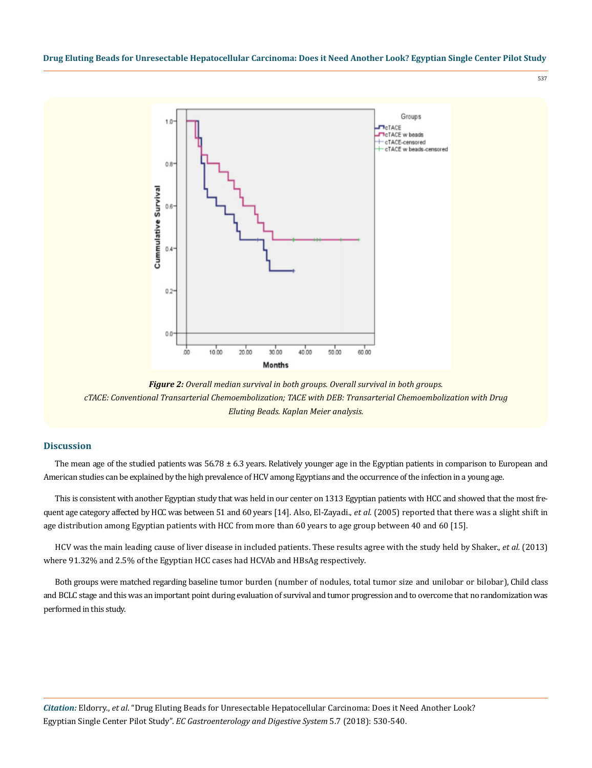Figure 2: Overall median survival in both groups. Overall survival in both groups.
cTACE: Conventional Transarterial Chemoembolization; TACE with DEB: Transarterial Chemoembolization with Drug Eluting Beads. Kaplan Meier analysis.

## Discussion

The mean age of the studied patients was 56.78 ± 6.3 years. Relatively younger age in the Egyptian patients in comparison to European and American studies can be explained by the high prevalence of HCV among Egyptians and the occurrence of the infection in a young age.

This is consistent with another Egyptian study that was held in our center on 1313 Egyptian patients with HCC and showed that the most frequent age category affected by HCC was between 51 and 60 years [14]. Also, El-Zayadi., *et al.* (2005) reported that there was a slight shift in age distribution among Egyptian patients with HCC from more than 60 years to age group between 40 and 60 [15].

HCV was the main leading cause of liver disease in included patients. These results agree with the study held by Shaker., *et al.* (2013) where 91.32% and 2.5% of the Egyptian HCC cases had HCVAb and HBsAg respectively.

Both groups were matched regarding baseline tumor burden (number of nodules, total tumor size and unilobar or bilobar), Child class and BCLC stage and this was an important point during evaluation of survival and tumor progression and to overcome that no randomization was performed in this study.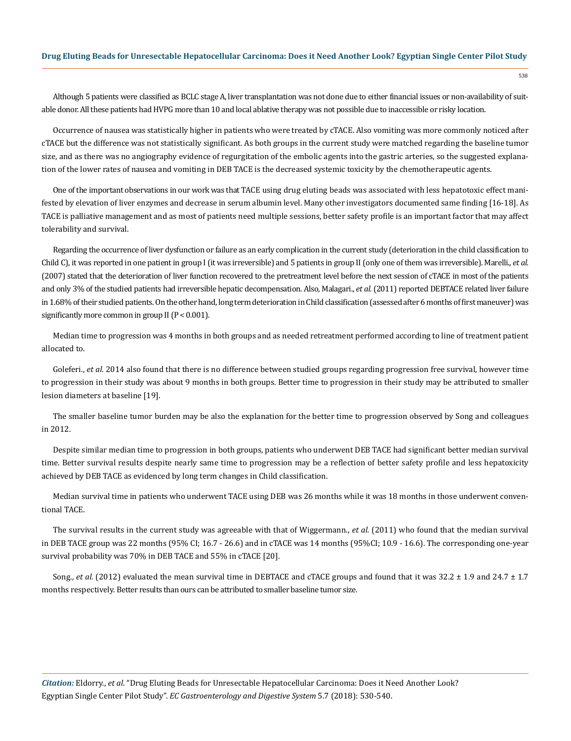Although 5 patients were classified as BCLC stage A, liver transplantation was not done due to either financial issues or non-availability of suitable donor. All these patients had HVPG more than 10 and local ablative therapy was not possible due to inaccessible or risky location.

Occurrence of nausea was statistically higher in patients who were treated by cTACE. Also vomiting was more commonly noticed after cTACE but the difference was not statistically significant. As both groups in the current study were matched regarding the baseline tumor size, and as there was no angiography evidence of regurgitation of the embolic agents into the gastric arteries, so the suggested explanation of the lower rates of nausea and vomiting in DEB TACE is the decreased systemic toxicity by the chemotherapeutic agents.

One of the important observations in our work was that TACE using drug eluting beads was associated with less hepatotoxic effect manifested by elevation of liver enzymes and decrease in serum albumin level. Many other investigators documented same finding [16-18]. As TACE is palliative management and as most of patients need multiple sessions, better safety profile is an important factor that may affect tolerability and survival.

Regarding the occurrence of liver dysfunction or failure as an early complication in the current study (deterioration in the child classification to Child C), it was reported in one patient in group I (it was irreversible) and 5 patients in group II (only one of them was irreversible). Marelli., *et al.* (2007) stated that the deterioration of liver function recovered to the pretreatment level before the next session of cTACE in most of the patients and only 3% of the studied patients had irreversible hepatic decompensation. Also, Malagari., *et al.* (2011) reported DEBTACE related liver failure in 1.68% of their studied patients. On the other hand, long term deterioration in Child classification (assessed after 6 months of first maneuver) was significantly more common in group II ($P < 0.001$).

Median time to progression was 4 months in both groups and as needed retreatment performed according to line of treatment patient allocated to.

Goleferi., *et al.* 2014 also found that there is no difference between studied groups regarding progression free survival, however time to progression in their study was about 9 months in both groups. Better time to progression in their study may be attributed to smaller lesion diameters at baseline [19].

The smaller baseline tumor burden may be also the explanation for the better time to progression observed by Song and colleagues in 2012.

Despite similar median time to progression in both groups, patients who underwent DEB TACE had significant better median survival time. Better survival results despite nearly same time to progression may be a reflection of better safety profile and less hepatoxicity achieved by DEB TACE as evidenced by long term changes in Child classification.

Median survival time in patients who underwent TACE using DEB was 26 months while it was 18 months in those underwent conventional TACE.

The survival results in the current study was agreeable with that of Wiggermann., *et al.* (2011) who found that the median survival in DEB TACE group was 22 months (95% CI; 16.7 - 26.6) and in cTACE was 14 months (95%CI; 10.9 - 16.6). The corresponding one-year survival probability was 70% in DEB TACE and 55% in cTACE [20].

Song., *et al.* (2012) evaluated the mean survival time in DEBTACE and cTACE groups and found that it was $32.2 \pm 1.9$ and $24.7 \pm 1.7$ months respectively. Better results than ours can be attributed to smaller baseline tumor size.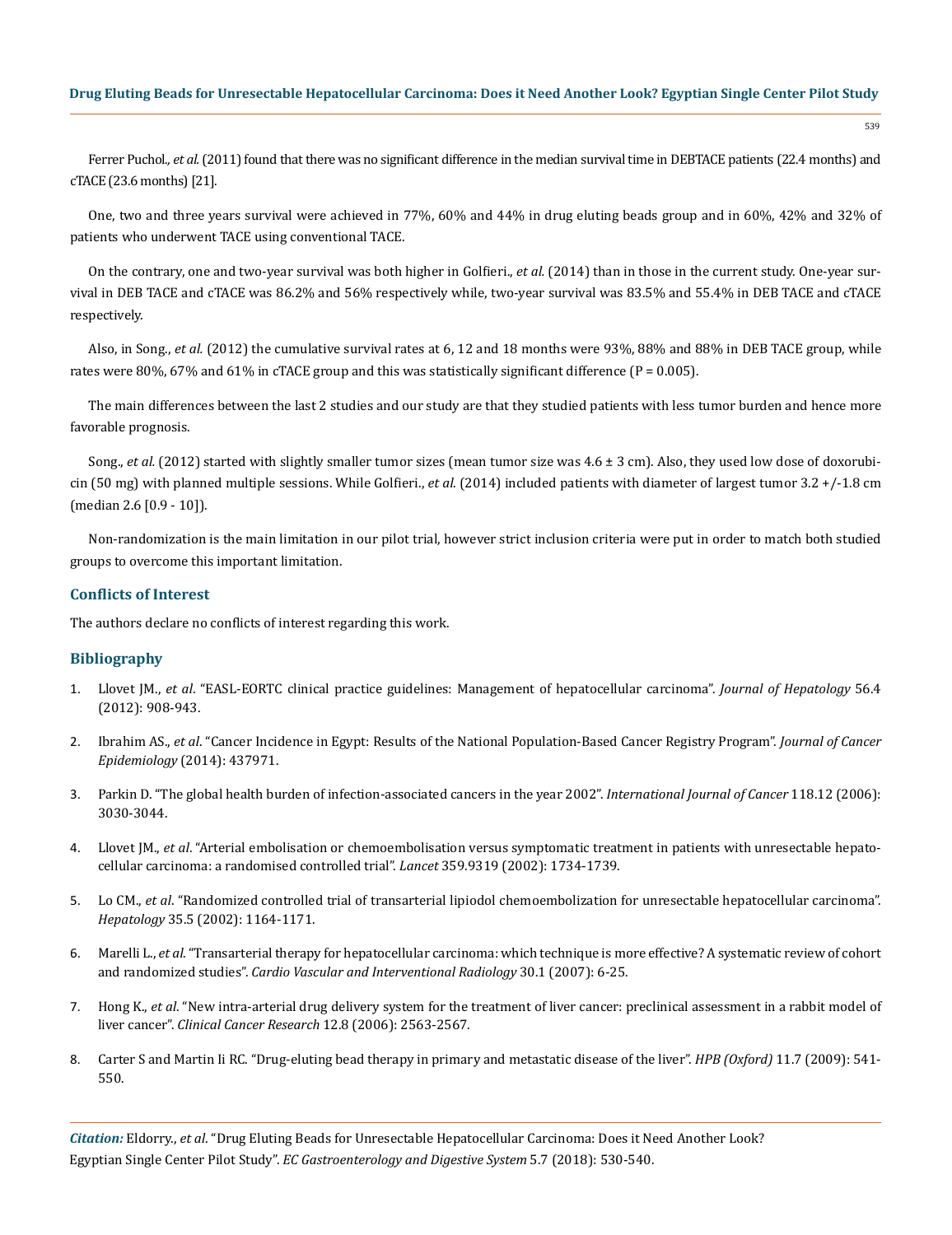Ferrer Puchol., *et al.* (2011) found that there was no significant difference in the median survival time in DEBTACE patients (22.4 months) and cTACE (23.6 months) [21].

One, two and three years survival were achieved in 77%, 60% and 44% in drug eluting beads group and in 60%, 42% and 32% of patients who underwent TACE using conventional TACE.

On the contrary, one and two-year survival was both higher in Golfieri., *et al.* (2014) than in those in the current study. One-year survival in DEB TACE and cTACE was 86.2% and 56% respectively while, two-year survival was 83.5% and 55.4% in DEB TACE and cTACE respectively.

Also, in Song., *et al.* (2012) the cumulative survival rates at 6, 12 and 18 months were 93%, 88% and 88% in DEB TACE group, while rates were 80%, 67% and 61% in cTACE group and this was statistically significant difference (P = 0.005).

The main differences between the last 2 studies and our study are that they studied patients with less tumor burden and hence more favorable prognosis.

Song., *et al.* (2012) started with slightly smaller tumor sizes (mean tumor size was 4.6 ± 3 cm). Also, they used low dose of doxorubicin (50 mg) with planned multiple sessions. While Golfieri., *et al.* (2014) included patients with diameter of largest tumor 3.2 +/-1.8 cm (median 2.6 [0.9 - 10]).

Non-randomization is the main limitation in our pilot trial, however strict inclusion criteria were put in order to match both studied groups to overcome this important limitation.

## Conflicts of Interest

The authors declare no conflicts of interest regarding this work.

## Bibliography

1. Llovet JM., *et al*. "EASL-EORTC clinical practice guidelines: Management of hepatocellular carcinoma". *Journal of Hepatology* 56.4 (2012): 908-943.
2. Ibrahim AS., *et al*. "Cancer Incidence in Egypt: Results of the National Population-Based Cancer Registry Program". *Journal of Cancer Epidemiology* (2014): 437971.
3. Parkin D. "The global health burden of infection-associated cancers in the year 2002". *International Journal of Cancer* 118.12 (2006): 3030-3044.
4. Llovet JM., *et al*. "Arterial embolisation or chemoembolisation versus symptomatic treatment in patients with unresectable hepatocellular carcinoma: a randomised controlled trial". *Lancet* 359.9319 (2002): 1734-1739.
5. Lo CM., *et al*. "Randomized controlled trial of transarterial lipiodol chemoembolization for unresectable hepatocellular carcinoma". *Hepatology* 35.5 (2002): 1164-1171.
6. Marelli L., *et al*. "Transarterial therapy for hepatocellular carcinoma: which technique is more effective? A systematic review of cohort and randomized studies". *Cardio Vascular and Interventional Radiology* 30.1 (2007): 6-25.
7. Hong K., *et al*. "New intra-arterial drug delivery system for the treatment of liver cancer: preclinical assessment in a rabbit model of liver cancer". *Clinical Cancer Research* 12.8 (2006): 2563-2567.
8. Carter S and Martin Ii RC. "Drug-eluting bead therapy in primary and metastatic disease of the liver". *HPB (Oxford)* 11.7 (2009): 541-550.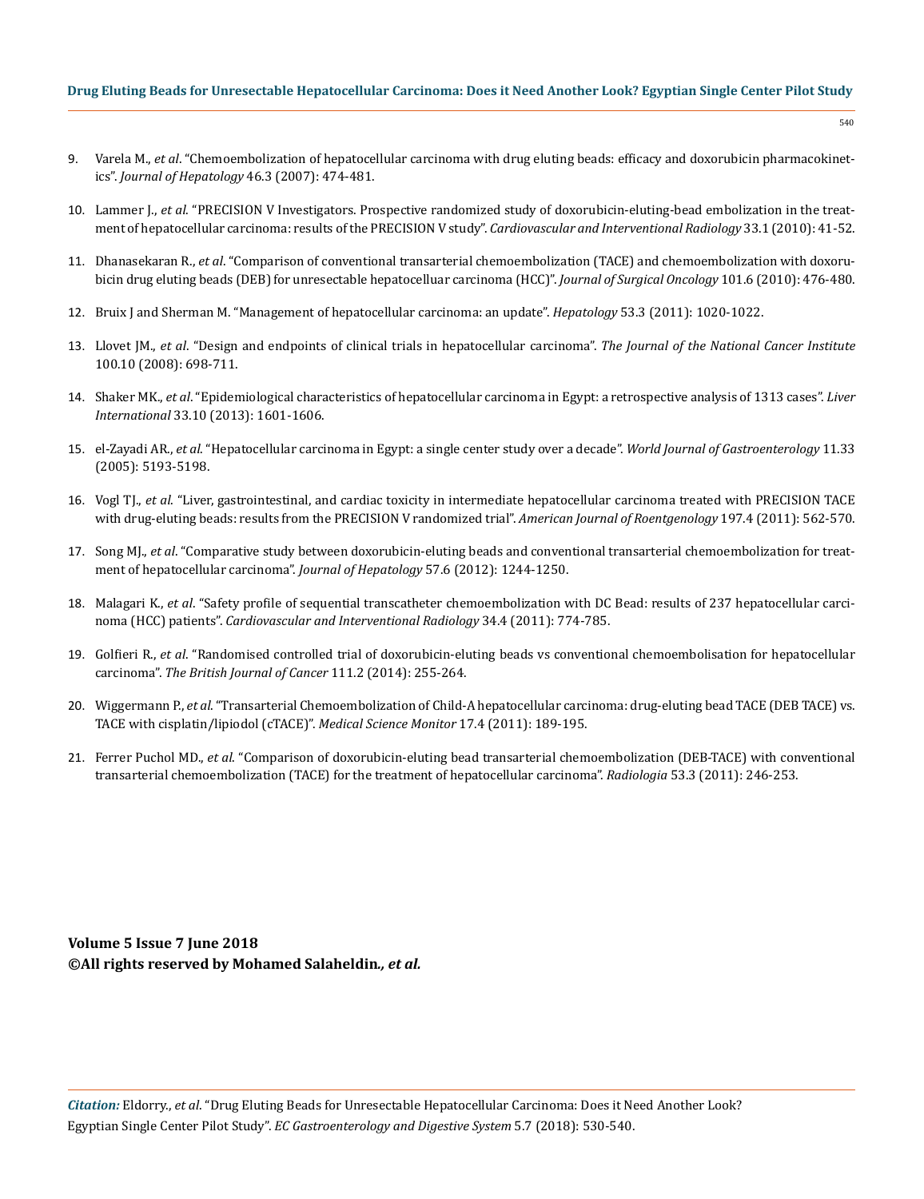9. Varela M., *et al*. "Chemoembolization of hepatocellular carcinoma with drug eluting beads: efficacy and doxorubicin pharmacokinetics". *Journal of Hepatology* 46.3 (2007): 474-481.

10. Lammer J., *et al*. "PRECISION V Investigators. Prospective randomized study of doxorubicin-eluting-bead embolization in the treatment of hepatocellular carcinoma: results of the PRECISION V study". *Cardiovascular and Interventional Radiology* 33.1 (2010): 41-52.

11. Dhanasekaran R., *et al*. "Comparison of conventional transarterial chemoembolization (TACE) and chemoembolization with doxorubicin drug eluting beads (DEB) for unresectable hepatocelluar carcinoma (HCC)". *Journal of Surgical Oncology* 101.6 (2010): 476-480.

12. Bruix J and Sherman M. "Management of hepatocellular carcinoma: an update". *Hepatology* 53.3 (2011): 1020-1022.

13. Llovet JM., *et al*. "Design and endpoints of clinical trials in hepatocellular carcinoma". *The Journal of the National Cancer Institute* 100.10 (2008): 698-711.

14. Shaker MK., *et al*. "Epidemiological characteristics of hepatocellular carcinoma in Egypt: a retrospective analysis of 1313 cases". *Liver International* 33.10 (2013): 1601-1606.

15. el-Zayadi AR., *et al*. "Hepatocellular carcinoma in Egypt: a single center study over a decade". *World Journal of Gastroenterology* 11.33 (2005): 5193-5198.

16. Vogl TJ., *et al*. "Liver, gastrointestinal, and cardiac toxicity in intermediate hepatocellular carcinoma treated with PRECISION TACE with drug-eluting beads: results from the PRECISION V randomized trial". *American Journal of Roentgenology* 197.4 (2011): 562-570.

17. Song MJ., *et al*. "Comparative study between doxorubicin-eluting beads and conventional transarterial chemoembolization for treatment of hepatocellular carcinoma". *Journal of Hepatology* 57.6 (2012): 1244-1250.

18. Malagari K., *et al*. "Safety profile of sequential transcatheter chemoembolization with DC Bead: results of 237 hepatocellular carcinoma (HCC) patients". *Cardiovascular and Interventional Radiology* 34.4 (2011): 774-785.

19. Golfieri R., *et al*. "Randomised controlled trial of doxorubicin-eluting beads vs conventional chemoembolisation for hepatocellular carcinoma". *The British Journal of Cancer* 111.2 (2014): 255-264.

20. Wiggermann P., *et al*. "Transarterial Chemoembolization of Child-A hepatocellular carcinoma: drug-eluting bead TACE (DEB TACE) vs. TACE with cisplatin/lipiodol (cTACE)". *Medical Science Monitor* 17.4 (2011): 189-195.

21. Ferrer Puchol MD., *et al*. "Comparison of doxorubicin-eluting bead transarterial chemoembolization (DEB-TACE) with conventional transarterial chemoembolization (TACE) for the treatment of hepatocellular carcinoma". *Radiologia* 53.3 (2011): 246-253.

**Volume 5 Issue 7 June 2018**
**©All rights reserved by Mohamed Salaheldin*., et al.***